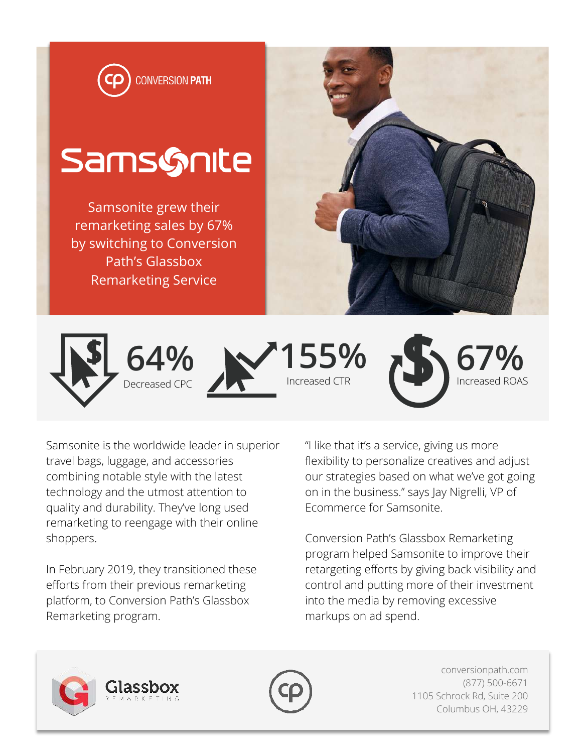CONVERSION PATH

# Samsonite

Samsonite grew their remarketing sales by 67% by switching to Conversion Path's Glassbox Remarketing Service

**64%** Decreased CPC

**155%** Increased CTR

**67%** Increased ROAS

Samsonite is the worldwide leader in superior travel bags, luggage, and accessories combining notable style with the latest technology and the utmost attention to quality and durability. They've long used remarketing to reengage with their online shoppers.

In February 2019, they transitioned these efforts from their previous remarketing platform, to Conversion Path's Glassbox Remarketing program.

"I like that it's a service, giving us more flexibility to personalize creatives and adjust our strategies based on what we've got going on in the business." says Jay Nigrelli, VP of Ecommerce for Samsonite.

Conversion Path's Glassbox Remarketing program helped Samsonite to improve their retargeting efforts by giving back visibility and control and putting more of their investment into the media by removing excessive markups on ad spend.

Glassbox REMARKETING

conversionpath.com
(877) 500-6671
1105 Schrock Rd, Suite 200
Columbus OH, 43229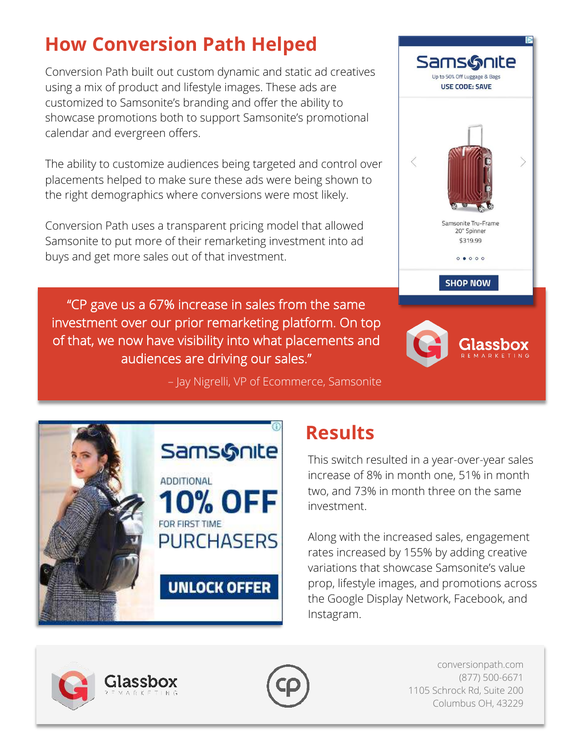## How Conversion Path Helped

Conversion Path built out custom dynamic and static ad creatives using a mix of product and lifestyle images. These ads are customized to Samsonite's branding and offer the ability to showcase promotions both to support Samsonite's promotional calendar and evergreen offers.

The ability to customize audiences being targeted and control over placements helped to make sure these ads were being shown to the right demographics where conversions were most likely.

Conversion Path uses a transparent pricing model that allowed Samsonite to put more of their remarketing investment into ad buys and get more sales out of that investment.

Samsonite
Up to 50% Off Luggage & Bags
USE CODE: SAVE
Samsonite Tru-Frame 20" Spinner
$319.99
SHOP NOW

> "CP gave us a 67% increase in sales from the same investment over our prior remarketing platform. On top of that, we now have visibility into what placements and audiences are driving our sales."
>
> – Jay Nigrelli, VP of Ecommerce, Samsonite

Glassbox REMARKETING

Samsonite
ADDITIONAL
10% OFF
FOR FIRST TIME
PURCHASERS
UNLOCK OFFER

## Results

This switch resulted in a year-over-year sales increase of 8% in month one, 51% in month two, and 73% in month three on the same investment.

Along with the increased sales, engagement rates increased by 155% by adding creative variations that showcase Samsonite's value prop, lifestyle images, and promotions across the Google Display Network, Facebook, and Instagram.

Glassbox REMARKETING

cp

conversionpath.com
(877) 500-6671
1105 Schrock Rd, Suite 200
Columbus OH, 43229